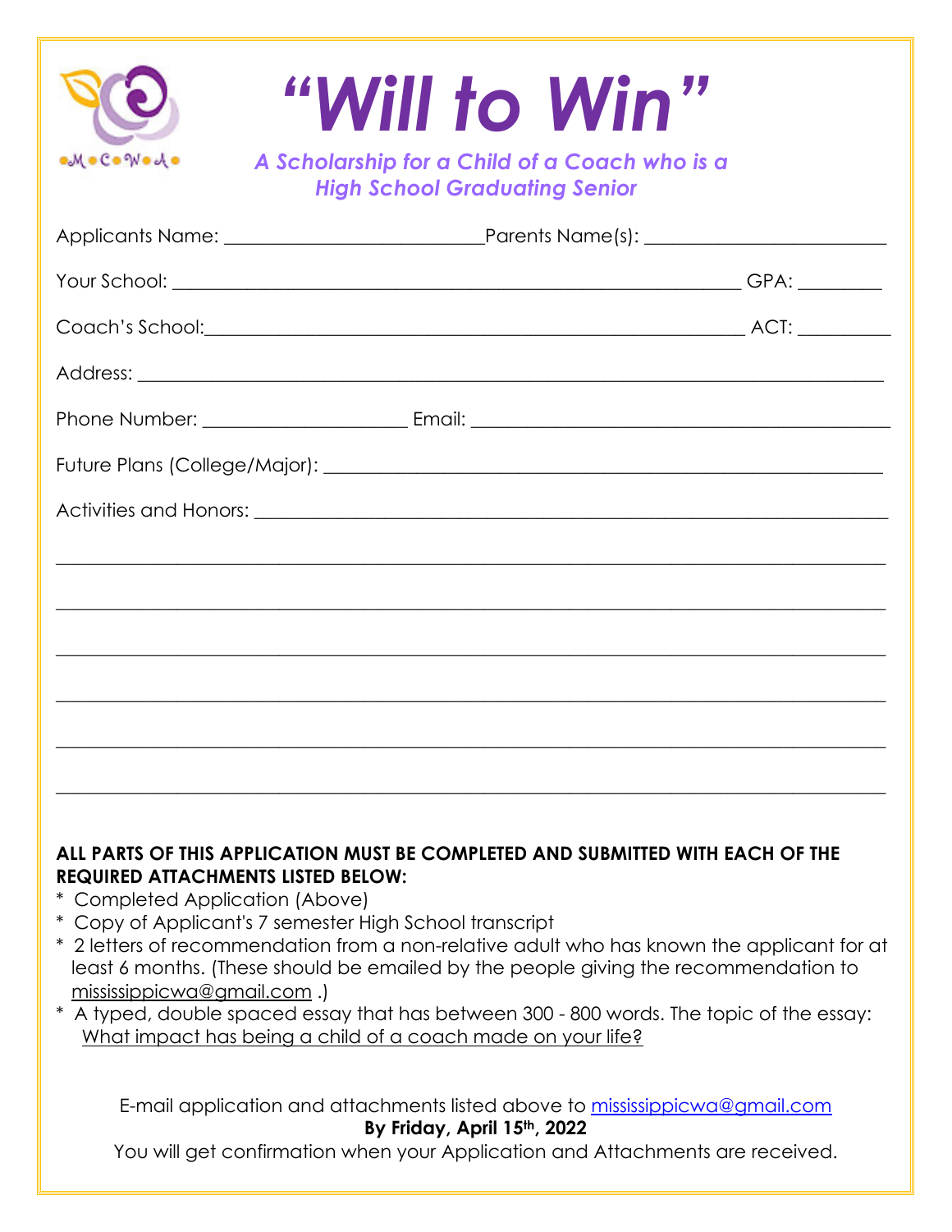M•C•W•A•

# "Will to Win"

### *A Scholarship for a Child of a Coach who is a High School Graduating Senior*

Applicants Name: ___________________________ Parents Name(s): ___________________________

Your School: ___________________________________________________________ GPA: _________

Coach's School: _________________________________________________________ ACT: __________

Address: _________________________________________________________________________

Phone Number: _____________________ Email: _____________________________________________

Future Plans (College/Major): _____________________________________________________________

Activities and Honors: ____________________________________________________________________

_________________________________________________________________________________________

_________________________________________________________________________________________

_________________________________________________________________________________________

_________________________________________________________________________________________

_________________________________________________________________________________________

_________________________________________________________________________________________

**ALL PARTS OF THIS APPLICATION MUST BE COMPLETED AND SUBMITTED WITH EACH OF THE REQUIRED ATTACHMENTS LISTED BELOW:**

- Completed Application (Above)
- Copy of Applicant's 7 semester High School transcript
- 2 letters of recommendation from a non-relative adult who has known the applicant for at least 6 months. (These should be emailed by the people giving the recommendation to mississippicwa@gmail.com .)
- A typed, double spaced essay that has between 300 - 800 words. The topic of the essay: What impact has being a child of a coach made on your life?

E-mail application and attachments listed above to mississippicwa@gmail.com

**By Friday, April 15th, 2022**

You will get confirmation when your Application and Attachments are received.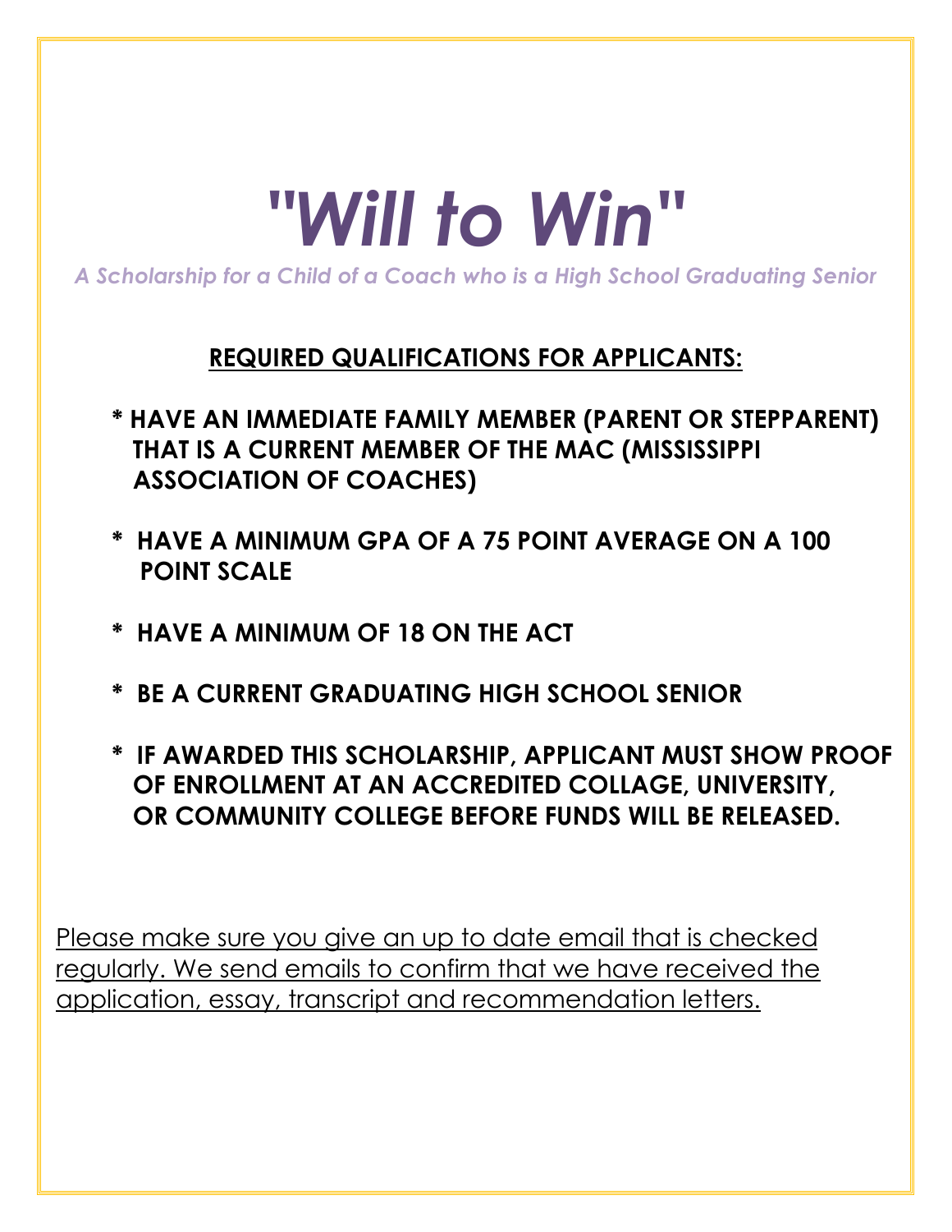# *"Will to Win"*

*A Scholarship for a Child of a Coach who is a High School Graduating Senior*

## REQUIRED QUALIFICATIONS FOR APPLICANTS:

- **HAVE AN IMMEDIATE FAMILY MEMBER (PARENT OR STEPPARENT) THAT IS A CURRENT MEMBER OF THE MAC (MISSISSIPPI ASSOCIATION OF COACHES)**
- **HAVE A MINIMUM GPA OF A 75 POINT AVERAGE ON A 100 POINT SCALE**
- **HAVE A MINIMUM OF 18 ON THE ACT**
- **BE A CURRENT GRADUATING HIGH SCHOOL SENIOR**
- **IF AWARDED THIS SCHOLARSHIP, APPLICANT MUST SHOW PROOF OF ENROLLMENT AT AN ACCREDITED COLLAGE, UNIVERSITY, OR COMMUNITY COLLEGE BEFORE FUNDS WILL BE RELEASED.**

<u>Please make sure you give an up to date email that is checked regularly. We send emails to confirm that we have received the application, essay, transcript and recommendation letters.</u>